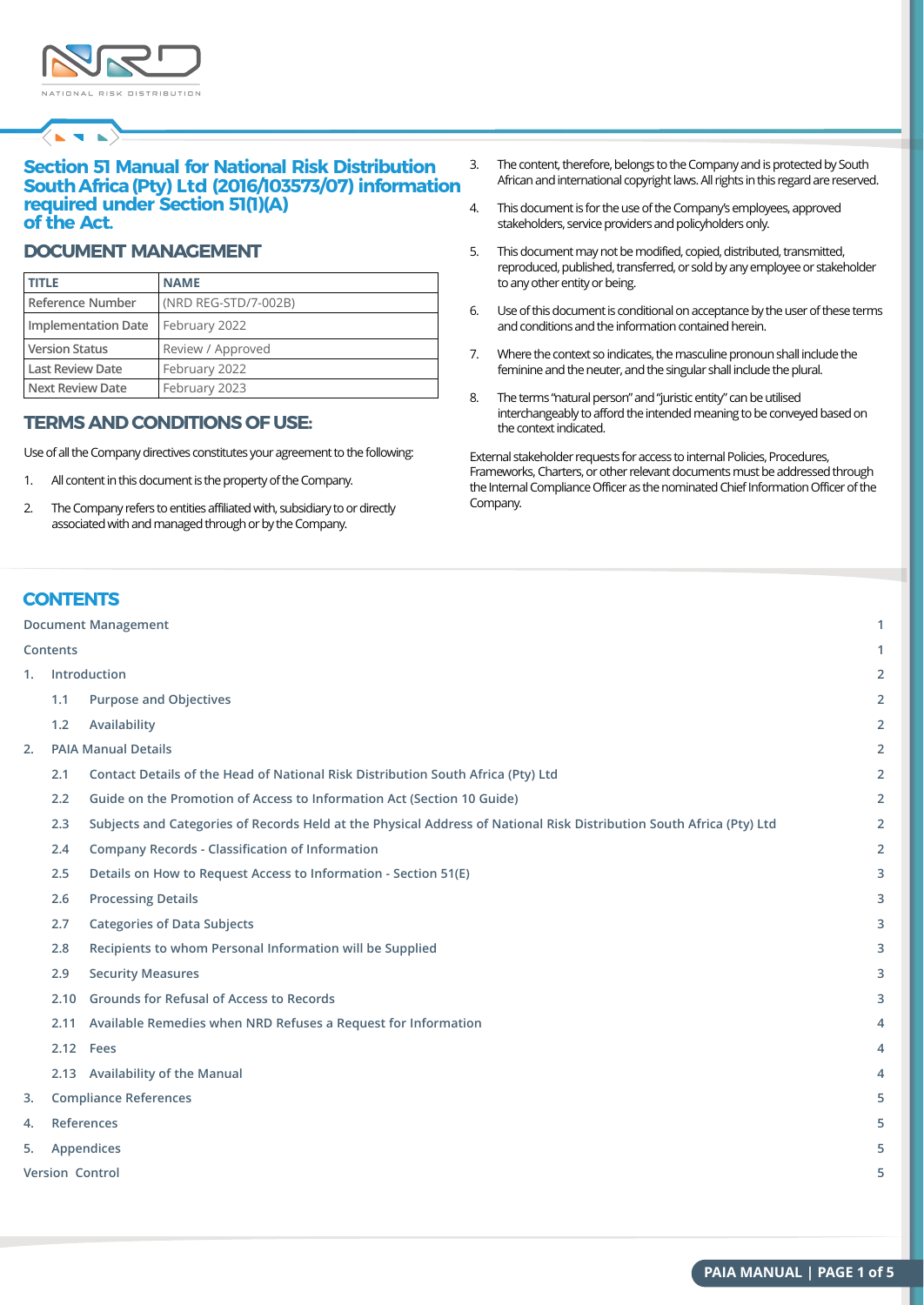NATIONAL RISK DISTRIBUTION

# Section 51 Manual for National Risk Distribution South Africa (Pty) Ltd (2016/103573/07) information required under Section 51(1)(A) of the Act.

## DOCUMENT MANAGEMENT

| TITLE | NAME |
|---|---|
| Reference Number | (NRD REG-STD/7-002B) |
| Implementation Date | February 2022 |
| Version Status | Review / Approved |
| Last Review Date | February 2022 |
| Next Review Date | February 2023 |

## TERMS AND CONDITIONS OF USE:

Use of all the Company directives constitutes your agreement to the following:

1. All content in this document is the property of the Company.
2. The Company refers to entities affiliated with, subsidiary to or directly associated with and managed through or by the Company.
3. The content, therefore, belongs to the Company and is protected by South African and international copyright laws. All rights in this regard are reserved.
4. This document is for the use of the Company's employees, approved stakeholders, service providers and policyholders only.
5. This document may not be modified, copied, distributed, transmitted, reproduced, published, transferred, or sold by any employee or stakeholder to any other entity or being.
6. Use of this document is conditional on acceptance by the user of these terms and conditions and the information contained herein.
7. Where the context so indicates, the masculine pronoun shall include the feminine and the neuter, and the singular shall include the plural.
8. The terms "natural person" and "juristic entity" can be utilised interchangeably to afford the intended meaning to be conveyed based on the context indicated.

External stakeholder requests for access to internal Policies, Procedures, Frameworks, Charters, or other relevant documents must be addressed through the Internal Compliance Officer as the nominated Chief Information Officer of the Company.

## CONTENTS

| | |
|---|---|
| Document Management | 1 |
| Contents | 1 |
| 1. Introduction | 2 |
| 1.1 Purpose and Objectives | 2 |
| 1.2 Availability | 2 |
| 2. PAIA Manual Details | 2 |
| 2.1 Contact Details of the Head of National Risk Distribution South Africa (Pty) Ltd | 2 |
| 2.2 Guide on the Promotion of Access to Information Act (Section 10 Guide) | 2 |
| 2.3 Subjects and Categories of Records Held at the Physical Address of National Risk Distribution South Africa (Pty) Ltd | 2 |
| 2.4 Company Records - Classification of Information | 2 |
| 2.5 Details on How to Request Access to Information - Section 51(E) | 3 |
| 2.6 Processing Details | 3 |
| 2.7 Categories of Data Subjects | 3 |
| 2.8 Recipients to whom Personal Information will be Supplied | 3 |
| 2.9 Security Measures | 3 |
| 2.10 Grounds for Refusal of Access to Records | 3 |
| 2.11 Available Remedies when NRD Refuses a Request for Information | 4 |
| 2.12 Fees | 4 |
| 2.13 Availability of the Manual | 4 |
| 3. Compliance References | 5 |
| 4. References | 5 |
| 5. Appendices | 5 |
| Version Control | 5 |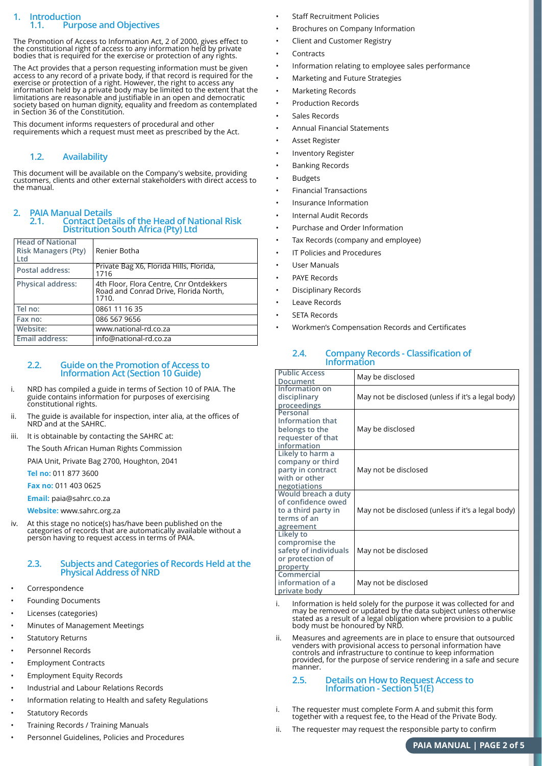# 1. Introduction

## 1.1. Purpose and Objectives

The Promotion of Access to Information Act, 2 of 2000, gives effect to the constitutional right of access to any information held by private bodies that is required for the exercise or protection of any rights.

The Act provides that a person requesting information must be given access to any record of a private body, if that record is required for the exercise or protection of a right. However, the right to access any information held by a private body may be limited to the extent that the limitations are reasonable and justifiable in an open and democratic society based on human dignity, equality and freedom as contemplated in Section 36 of the Constitution.

This document informs requesters of procedural and other requirements which a request must meet as prescribed by the Act.

## 1.2. Availability

This document will be available on the Company's website, providing customers, clients and other external stakeholders with direct access to the manual.

# 2. PAIA Manual Details

## 2.1. Contact Details of the Head of National Risk Distritution South Africa (Pty) Ltd

| **Head of National Risk Managers (Pty) Ltd** | Renier Botha |
|---|---|
| **Postal address:** | Private Bag X6, Florida Hills, Florida, 1716 |
| **Physical address:** | 4th Floor, Flora Centre, Cnr Ontdekkers Road and Conrad Drive, Florida North, 1710. |
| **Tel no:** | 0861 11 16 35 |
| **Fax no:** | 086 567 9656 |
| **Website:** | www.national-rd.co.za |
| **Email address:** | info@national-rd.co.za |

## 2.2. Guide on the Promotion of Access to Information Act (Section 10 Guide)

i. NRD has compiled a guide in terms of Section 10 of PAIA. The guide contains information for purposes of exercising constitutional rights.

ii. The guide is available for inspection, inter alia, at the offices of NRD and at the SAHRC.

iii. It is obtainable by contacting the SAHRC at:

The South African Human Rights Commission

PAIA Unit, Private Bag 2700, Houghton, 2041

**Tel no:** 011 877 3600

**Fax no:** 011 403 0625

**Email:** paia@sahrc.co.za

**Website:** www.sahrc.org.za

iv. At this stage no notice(s) has/have been published on the categories of records that are automatically available without a person having to request access in terms of PAIA.

## 2.3. Subjects and Categories of Records Held at the Physical Address of NRD

- Correspondence
- Founding Documents
- Licenses (categories)
- Minutes of Management Meetings
- Statutory Returns
- Personnel Records
- Employment Contracts
- Employment Equity Records
- Industrial and Labour Relations Records
- Information relating to Health and safety Regulations
- Statutory Records
- Training Records / Training Manuals
- Personnel Guidelines, Policies and Procedures
- Staff Recruitment Policies
- Brochures on Company Information
- Client and Customer Registry
- Contracts
- Information relating to employee sales performance
- Marketing and Future Strategies
- Marketing Records
- Production Records
- Sales Records
- Annual Financial Statements
- Asset Register
- Inventory Register
- Banking Records
- Budgets
- Financial Transactions
- Insurance Information
- Internal Audit Records
- Purchase and Order Information
- Tax Records (company and employee)
- IT Policies and Procedures
- User Manuals
- PAYE Records
- Disciplinary Records
- Leave Records
- SETA Records
- Workmen's Compensation Records and Certificates

## 2.4. Company Records - Classification of Information

| **Public Access Document** | May be disclosed |
|---|---|
| **Information on disciplinary proceedings** | May not be disclosed (unless if it's a legal body) |
| **Personal Information that belongs to the requester of that information** | May be disclosed |
| **Likely to harm a company or third party in contract with or other negotiations** | May not be disclosed |
| **Would breach a duty of confidence owed to a third party in terms of an agreement** | May not be disclosed (unless if it's a legal body) |
| **Likely to compromise the safety of individuals or protection of property** | May not be disclosed |
| **Commercial information of a private body** | May not be disclosed |

i. Information is held solely for the purpose it was collected for and may be removed or updated by the data subject unless otherwise stated as a result of a legal obligation where provision to a public body must be honoured by NRD.

ii. Measures and agreements are in place to ensure that outsourced venders with provisional access to personal information have controls and infrastructure to continue to keep information provided, for the purpose of service rendering in a safe and secure manner.

## 2.5. Details on How to Request Access to Information - Section 51(E)

i. The requester must complete Form A and submit this form together with a request fee, to the Head of the Private Body.

ii. The requester may request the responsible party to confirm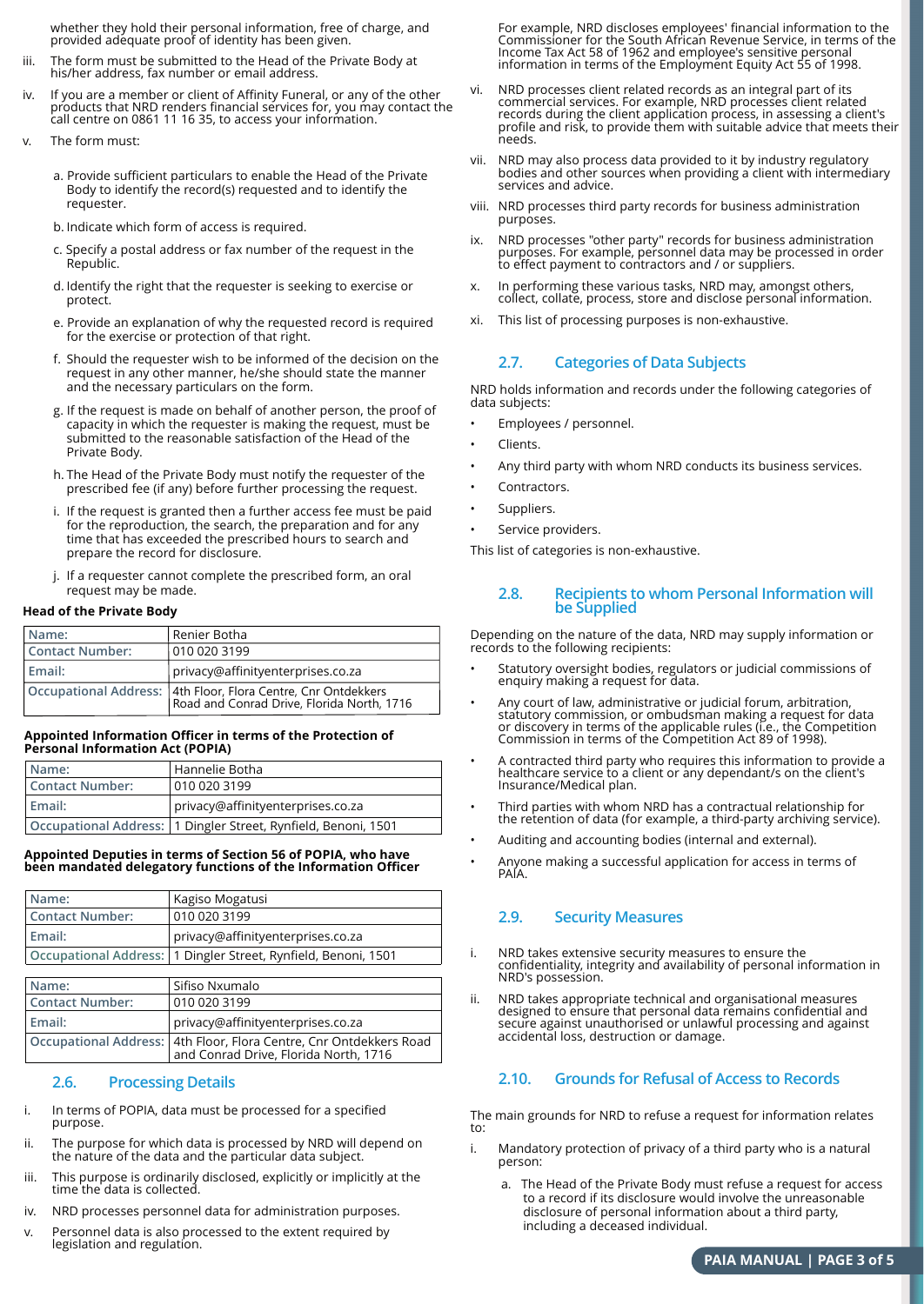whether they hold their personal information, free of charge, and provided adequate proof of identity has been given.

iii. The form must be submitted to the Head of the Private Body at his/her address, fax number or email address.

iv. If you are a member or client of Affinity Funeral, or any of the other products that NRD renders financial services for, you may contact the call centre on 0861 11 16 35, to access your information.

v. The form must:

a. Provide sufficient particulars to enable the Head of the Private Body to identify the record(s) requested and to identify the requester.

b. Indicate which form of access is required.

c. Specify a postal address or fax number of the request in the Republic.

d. Identify the right that the requester is seeking to exercise or protect.

e. Provide an explanation of why the requested record is required for the exercise or protection of that right.

f. Should the requester wish to be informed of the decision on the request in any other manner, he/she should state the manner and the necessary particulars on the form.

g. If the request is made on behalf of another person, the proof of capacity in which the requester is making the request, must be submitted to the reasonable satisfaction of the Head of the Private Body.

h. The Head of the Private Body must notify the requester of the prescribed fee (if any) before further processing the request.

i. If the request is granted then a further access fee must be paid for the reproduction, the search, the preparation and for any time that has exceeded the prescribed hours to search and prepare the record for disclosure.

j. If a requester cannot complete the prescribed form, an oral request may be made.

**Head of the Private Body**

| Name: | Renier Botha |
|---|---|
| Contact Number: | 010 020 3199 |
| Email: | privacy@affinityenterprises.co.za |
| Occupational Address: | 4th Floor, Flora Centre, Cnr Ontdekkers Road and Conrad Drive, Florida North, 1716 |

**Appointed Information Officer in terms of the Protection of Personal Information Act (POPIA)**

| Name: | Hannelie Botha |
|---|---|
| Contact Number: | 010 020 3199 |
| Email: | privacy@affinityenterprises.co.za |
| Occupational Address: | 1 Dingler Street, Rynfield, Benoni, 1501 |

**Appointed Deputies in terms of Section 56 of POPIA, who have been mandated delegatory functions of the Information Officer**

| Name: | Kagiso Mogatusi |
|---|---|
| Contact Number: | 010 020 3199 |
| Email: | privacy@affinityenterprises.co.za |
| Occupational Address: | 1 Dingler Street, Rynfield, Benoni, 1501 |

| Name: | Sifiso Nxumalo |
|---|---|
| Contact Number: | 010 020 3199 |
| Email: | privacy@affinityenterprises.co.za |
| Occupational Address: | 4th Floor, Flora Centre, Cnr Ontdekkers Road and Conrad Drive, Florida North, 1716 |

## 2.6. Processing Details

i. In terms of POPIA, data must be processed for a specified purpose.

ii. The purpose for which data is processed by NRD will depend on the nature of the data and the particular data subject.

iii. This purpose is ordinarily disclosed, explicitly or implicitly at the time the data is collected.

iv. NRD processes personnel data for administration purposes.

v. Personnel data is also processed to the extent required by legislation and regulation.

For example, NRD discloses employees' financial information to the Commissioner for the South African Revenue Service, in terms of the Income Tax Act 58 of 1962 and employee's sensitive personal information in terms of the Employment Equity Act 55 of 1998.

vi. NRD processes client related records as an integral part of its commercial services. For example, NRD processes client related records during the client application process, in assessing a client's profile and risk, to provide them with suitable advice that meets their needs.

vii. NRD may also process data provided to it by industry regulatory bodies and other sources when providing a client with intermediary services and advice.

viii. NRD processes third party records for business administration purposes.

ix. NRD processes "other party" records for business administration purposes. For example, personnel data may be processed in order to effect payment to contractors and / or suppliers.

x. In performing these various tasks, NRD may, amongst others, collect, collate, process, store and disclose personal information.

xi. This list of processing purposes is non-exhaustive.

## 2.7. Categories of Data Subjects

NRD holds information and records under the following categories of data subjects:

- Employees / personnel.
- Clients.
- Any third party with whom NRD conducts its business services.
- Contractors.
- Suppliers.
- Service providers.

This list of categories is non-exhaustive.

## 2.8. Recipients to whom Personal Information will be Supplied

Depending on the nature of the data, NRD may supply information or records to the following recipients:

- Statutory oversight bodies, regulators or judicial commissions of enquiry making a request for data.
- Any court of law, administrative or judicial forum, arbitration, statutory commission, or ombudsman making a request for data or discovery in terms of the applicable rules (i.e., the Competition Commission in terms of the Competition Act 89 of 1998).
- A contracted third party who requires this information to provide a healthcare service to a client or any dependant/s on the client's Insurance/Medical plan.
- Third parties with whom NRD has a contractual relationship for the retention of data (for example, a third-party archiving service).
- Auditing and accounting bodies (internal and external).
- Anyone making a successful application for access in terms of PAIA.

## 2.9. Security Measures

i. NRD takes extensive security measures to ensure the confidentiality, integrity and availability of personal information in NRD's possession.

ii. NRD takes appropriate technical and organisational measures designed to ensure that personal data remains confidential and secure against unauthorised or unlawful processing and against accidental loss, destruction or damage.

## 2.10. Grounds for Refusal of Access to Records

The main grounds for NRD to refuse a request for information relates to:

i. Mandatory protection of privacy of a third party who is a natural person:

a. The Head of the Private Body must refuse a request for access to a record if its disclosure would involve the unreasonable disclosure of personal information about a third party, including a deceased individual.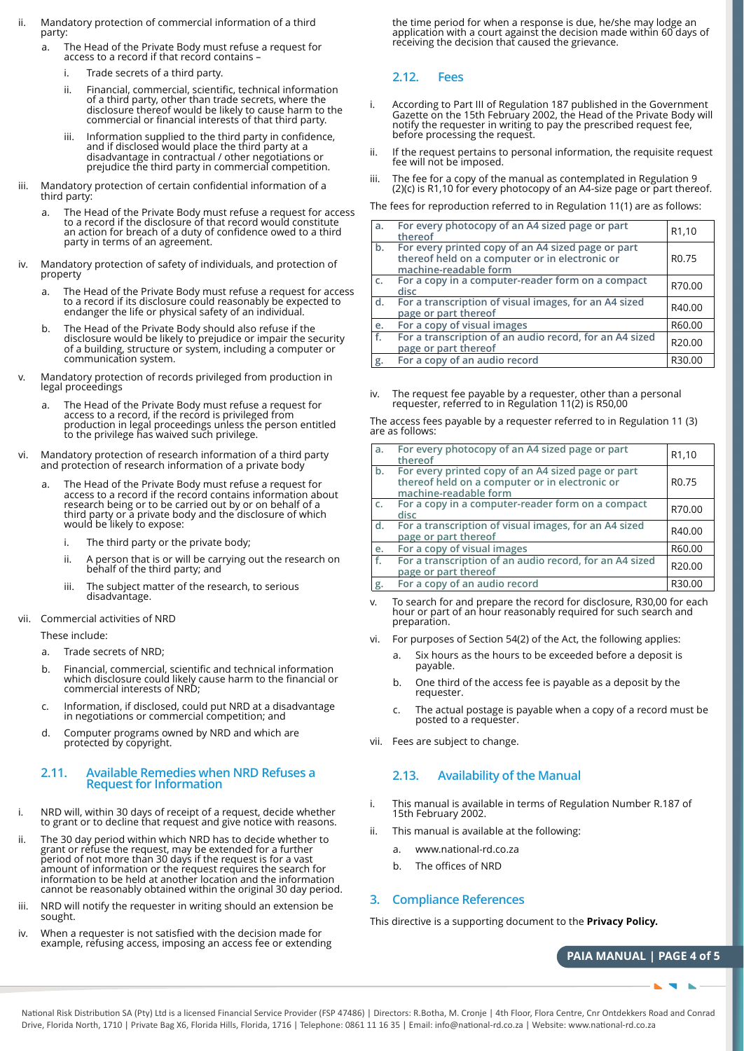ii. Mandatory protection of commercial information of a third party:

   a. The Head of the Private Body must refuse a request for access to a record if that record contains –

      i. Trade secrets of a third party.

      ii. Financial, commercial, scientific, technical information of a third party, other than trade secrets, where the disclosure thereof would be likely to cause harm to the commercial or financial interests of that third party.

      iii. Information supplied to the third party in confidence, and if disclosed would place the third party at a disadvantage in contractual / other negotiations or prejudice the third party in commercial competition.

iii. Mandatory protection of certain confidential information of a third party:

   a. The Head of the Private Body must refuse a request for access to a record if the disclosure of that record would constitute an action for breach of a duty of confidence owed to a third party in terms of an agreement.

iv. Mandatory protection of safety of individuals, and protection of property

   a. The Head of the Private Body must refuse a request for access to a record if its disclosure could reasonably be expected to endanger the life or physical safety of an individual.

   b. The Head of the Private Body should also refuse if the disclosure would be likely to prejudice or impair the security of a building, structure or system, including a computer or communication system.

v. Mandatory protection of records privileged from production in legal proceedings

   a. The Head of the Private Body must refuse a request for access to a record, if the record is privileged from production in legal proceedings unless the person entitled to the privilege has waived such privilege.

vi. Mandatory protection of research information of a third party and protection of research information of a private body

   a. The Head of the Private Body must refuse a request for access to a record if the record contains information about research being or to be carried out by or on behalf of a third party or a private body and the disclosure of which would be likely to expose:

      i. The third party or the private body;

      ii. A person that is or will be carrying out the research on behalf of the third party; and

      iii. The subject matter of the research, to serious disadvantage.

vii. Commercial activities of NRD

These include:

   a. Trade secrets of NRD;

   b. Financial, commercial, scientific and technical information which disclosure could likely cause harm to the financial or commercial interests of NRD;

   c. Information, if disclosed, could put NRD at a disadvantage in negotiations or commercial competition; and

   d. Computer programs owned by NRD and which are protected by copyright.

### 2.11. Available Remedies when NRD Refuses a Request for Information

i. NRD will, within 30 days of receipt of a request, decide whether to grant or to decline that request and give notice with reasons.

ii. The 30 day period within which NRD has to decide whether to grant or refuse the request, may be extended for a further period of not more than 30 days if the request is for a vast amount of information or the request requires the search for information to be held at another location and the information cannot be reasonably obtained within the original 30 day period.

iii. NRD will notify the requester in writing should an extension be sought.

iv. When a requester is not satisfied with the decision made for example, refusing access, imposing an access fee or extending the time period for when a response is due, he/she may lodge an application with a court against the decision made within 60 days of receiving the decision that caused the grievance.

### 2.12. Fees

i. According to Part III of Regulation 187 published in the Government Gazette on the 15th February 2002, the Head of the Private Body will notify the requester in writing to pay the prescribed request fee, before processing the request.

ii. If the request pertains to personal information, the requisite request fee will not be imposed.

iii. The fee for a copy of the manual as contemplated in Regulation 9 (2)(c) is R1,10 for every photocopy of an A4-size page or part thereof.

The fees for reproduction referred to in Regulation 11(1) are as follows:

| | | |
|---|---|---|
| a. | For every photocopy of an A4 sized page or part thereof | R1,10 |
| b. | For every printed copy of an A4 sized page or part thereof held on a computer or in electronic or machine-readable form | R0.75 |
| c. | For a copy in a computer-reader form on a compact disc | R70.00 |
| d. | For a transcription of visual images, for an A4 sized page or part thereof | R40.00 |
| e. | For a copy of visual images | R60.00 |
| f. | For a transcription of an audio record, for an A4 sized page or part thereof | R20.00 |
| g. | For a copy of an audio record | R30.00 |

iv. The request fee payable by a requester, other than a personal requester, referred to in Regulation 11(2) is R50,00

The access fees payable by a requester referred to in Regulation 11 (3) are as follows:

| | | |
|---|---|---|
| a. | For every photocopy of an A4 sized page or part thereof | R1,10 |
| b. | For every printed copy of an A4 sized page or part thereof held on a computer or in electronic or machine-readable form | R0.75 |
| c. | For a copy in a computer-reader form on a compact disc | R70.00 |
| d. | For a transcription of visual images, for an A4 sized page or part thereof | R40.00 |
| e. | For a copy of visual images | R60.00 |
| f. | For a transcription of an audio record, for an A4 sized page or part thereof | R20.00 |
| g. | For a copy of an audio record | R30.00 |

v. To search for and prepare the record for disclosure, R30,00 for each hour or part of an hour reasonably required for such search and preparation.

vi. For purposes of Section 54(2) of the Act, the following applies:

   a. Six hours as the hours to be exceeded before a deposit is payable.

   b. One third of the access fee is payable as a deposit by the requester.

   c. The actual postage is payable when a copy of a record must be posted to a requester.

vii. Fees are subject to change.

### 2.13. Availability of the Manual

i. This manual is available in terms of Regulation Number R.187 of 15th February 2002.

ii. This manual is available at the following:

   a. www.national-rd.co.za

   b. The offices of NRD

## 3. Compliance References

This directive is a supporting document to the **Privacy Policy.**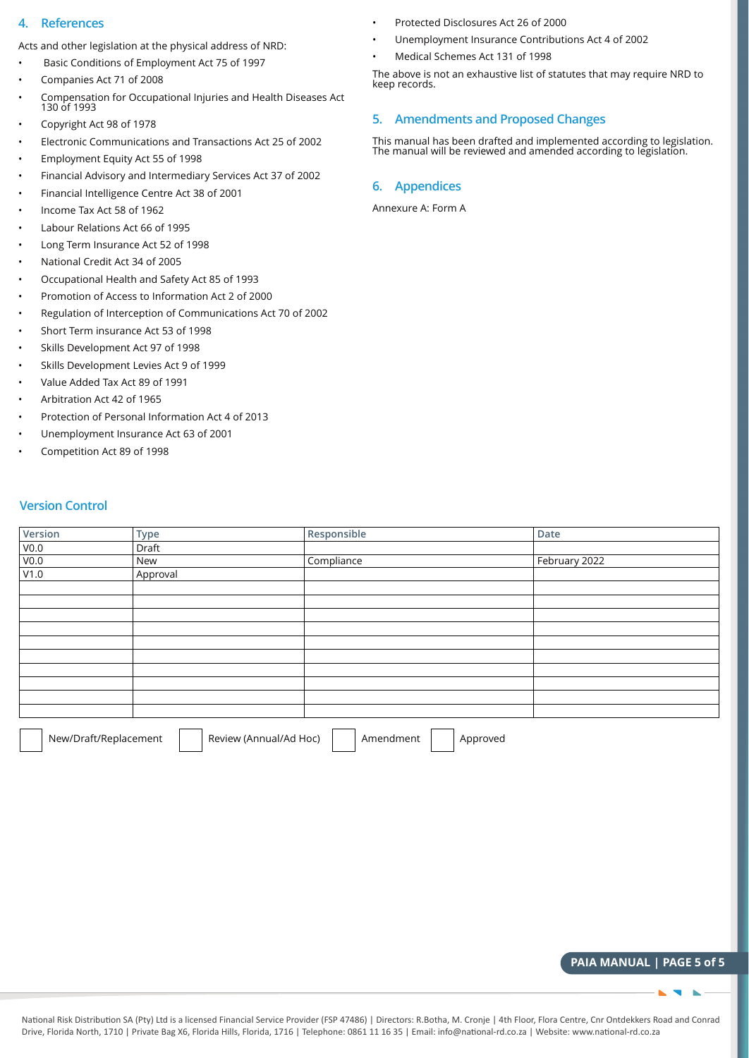## 4. References

Acts and other legislation at the physical address of NRD:

- Basic Conditions of Employment Act 75 of 1997
- Companies Act 71 of 2008
- Compensation for Occupational Injuries and Health Diseases Act 130 of 1993
- Copyright Act 98 of 1978
- Electronic Communications and Transactions Act 25 of 2002
- Employment Equity Act 55 of 1998
- Financial Advisory and Intermediary Services Act 37 of 2002
- Financial Intelligence Centre Act 38 of 2001
- Income Tax Act 58 of 1962
- Labour Relations Act 66 of 1995
- Long Term Insurance Act 52 of 1998
- National Credit Act 34 of 2005
- Occupational Health and Safety Act 85 of 1993
- Promotion of Access to Information Act 2 of 2000
- Regulation of Interception of Communications Act 70 of 2002
- Short Term insurance Act 53 of 1998
- Skills Development Act 97 of 1998
- Skills Development Levies Act 9 of 1999
- Value Added Tax Act 89 of 1991
- Arbitration Act 42 of 1965
- Protection of Personal Information Act 4 of 2013
- Unemployment Insurance Act 63 of 2001
- Competition Act 89 of 1998
- Protected Disclosures Act 26 of 2000
- Unemployment Insurance Contributions Act 4 of 2002
- Medical Schemes Act 131 of 1998

The above is not an exhaustive list of statutes that may require NRD to keep records.

## 5. Amendments and Proposed Changes

This manual has been drafted and implemented according to legislation. The manual will be reviewed and amended according to legislation.

## 6. Appendices

Annexure A: Form A

## Version Control

| Version | Type | Responsible | Date |
|---|---|---|---|
| V0.0 | Draft | | |
| V0.0 | New | Compliance | February 2022 |
| V1.0 | Approval | | |
| | | | |
| | | | |
| | | | |
| | | | |
| | | | |
| | | | |
| | | | |
| | | | |
| | | | |
| | | | |

☐ New/Draft/Replacement ☐ Review (Annual/Ad Hoc) ☐ Amendment ☐ Approved

National Risk Distribution SA (Pty) Ltd is a licensed Financial Service Provider (FSP 47486) | Directors: R.Botha, M. Cronje | 4th Floor, Flora Centre, Cnr Ontdekkers Road and Conrad Drive, Florida North, 1710 | Private Bag X6, Florida Hills, Florida, 1716 | Telephone: 0861 11 16 35 | Email: info@national-rd.co.za | Website: www.national-rd.co.za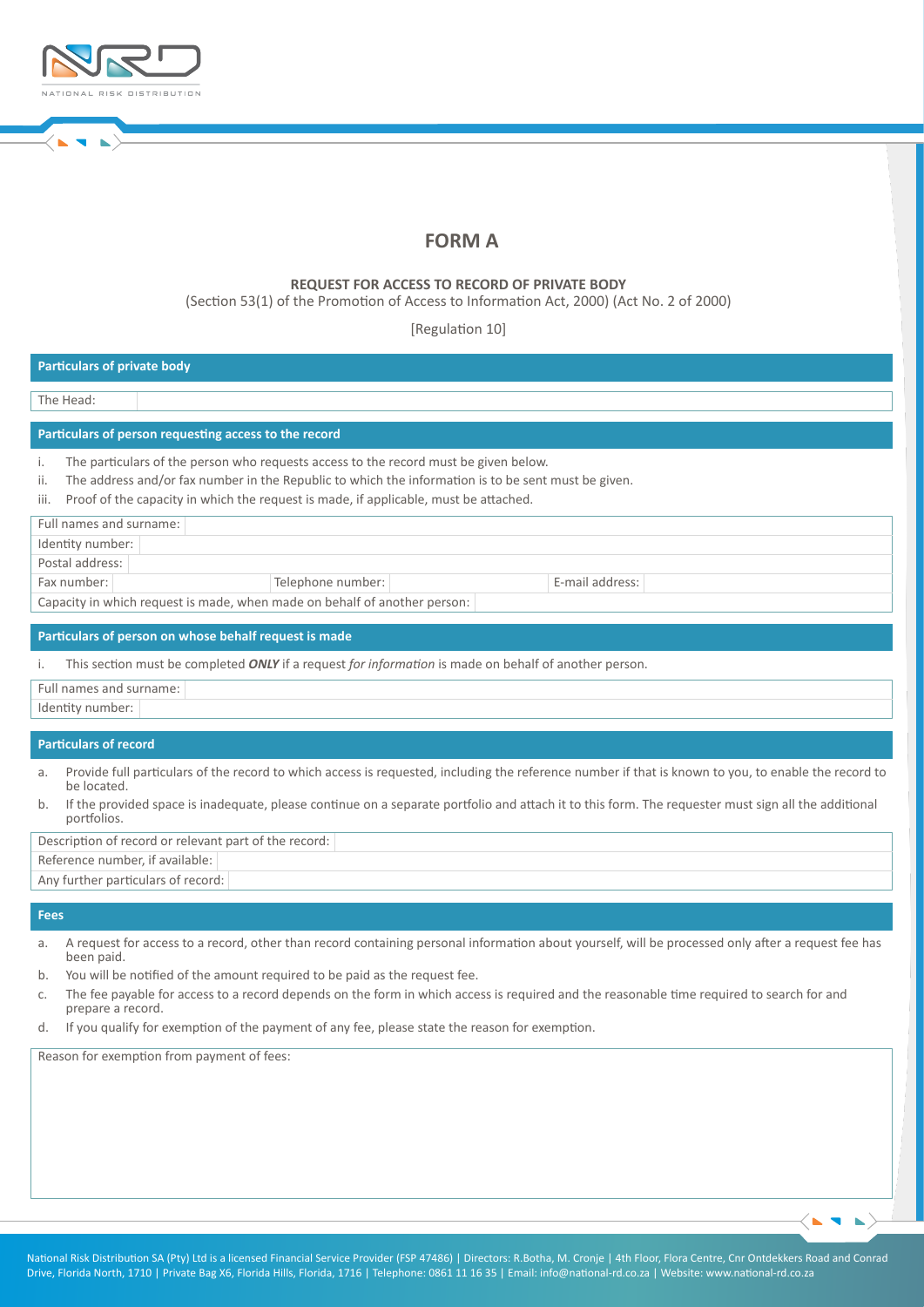# FORM A

**REQUEST FOR ACCESS TO RECORD OF PRIVATE BODY**

(Section 53(1) of the Promotion of Access to Information Act, 2000) (Act No. 2 of 2000)

[Regulation 10]

## Particulars of private body

| The Head: | |
|---|---|

## Particulars of person requesting access to the record

i. The particulars of the person who requests access to the record must be given below.
ii. The address and/or fax number in the Republic to which the information is to be sent must be given.
iii. Proof of the capacity in which the request is made, if applicable, must be attached.

| Full names and surname: | | | | | |
|---|---|---|---|---|---|
| Identity number: | | | | | |
| Postal address: | | | | | |
| Fax number: | | Telephone number: | | E-mail address: | |
| Capacity in which request is made, when made on behalf of another person: | | | | | |

## Particulars of person on whose behalf request is made

i. This section must be completed ***ONLY*** if a request *for information* is made on behalf of another person.

| Full names and surname: | |
|---|---|
| Identity number: | |

## Particulars of record

a. Provide full particulars of the record to which access is requested, including the reference number if that is known to you, to enable the record to be located.
b. If the provided space is inadequate, please continue on a separate portfolio and attach it to this form. The requester must sign all the additional portfolios.

| Description of record or relevant part of the record: | |
|---|---|
| Reference number, if available: | |
| Any further particulars of record: | |

## Fees

a. A request for access to a record, other than record containing personal information about yourself, will be processed only after a request fee has been paid.
b. You will be notified of the amount required to be paid as the request fee.
c. The fee payable for access to a record depends on the form in which access is required and the reasonable time required to search for and prepare a record.
d. If you qualify for exemption of the payment of any fee, please state the reason for exemption.

| Reason for exemption from payment of fees: |
|---|
| |

National Risk Distribution SA (Pty) Ltd is a licensed Financial Service Provider (FSP 47486) | Directors: R.Botha, M. Cronje | 4th Floor, Flora Centre, Cnr Ontdekkers Road and Conrad Drive, Florida North, 1710 | Private Bag X6, Florida Hills, Florida, 1716 | Telephone: 0861 11 16 35 | Email: info@national-rd.co.za | Website: www.national-rd.co.za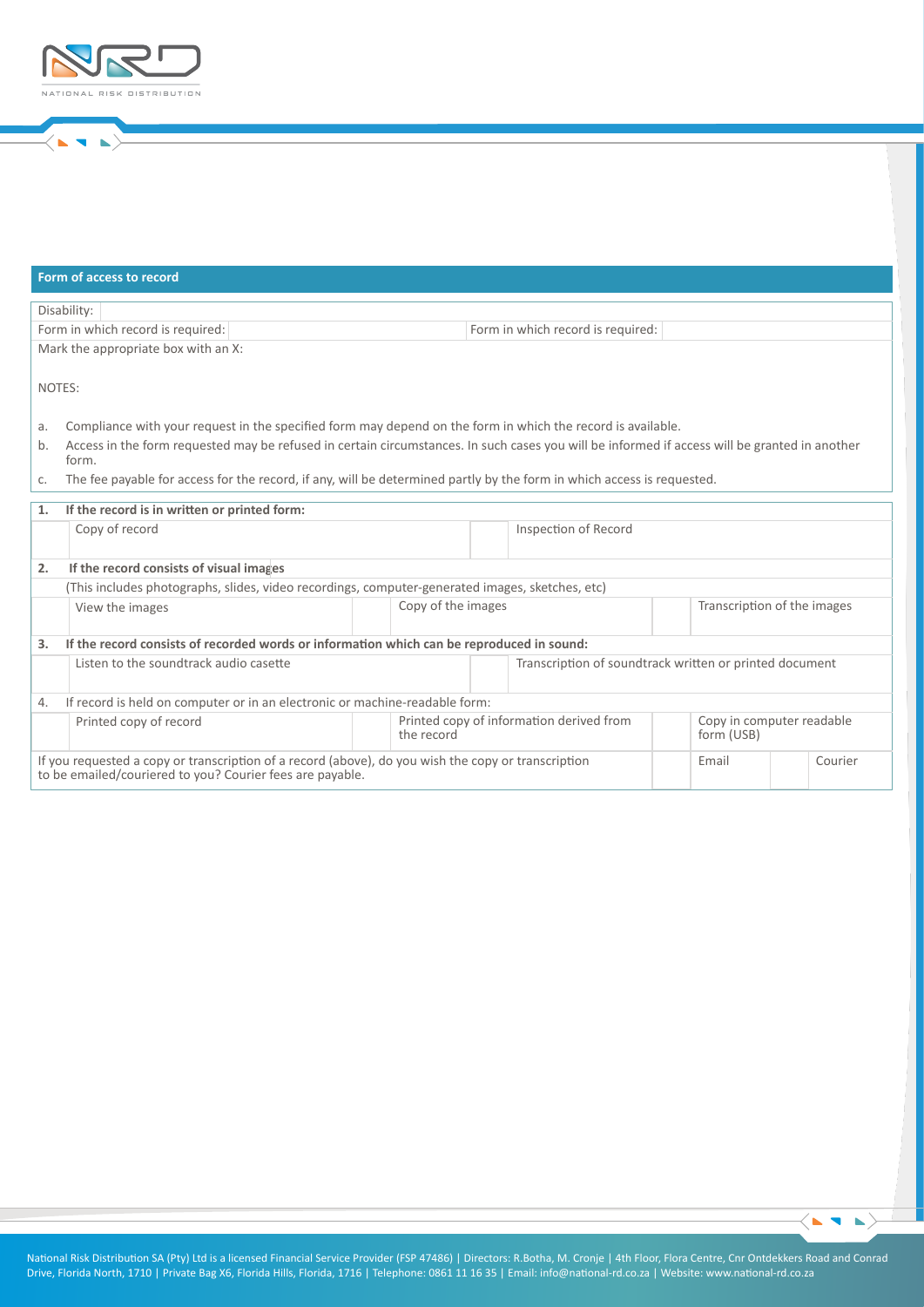## Form of access to record

| | | | |
|---|---|---|---|
| Disability: | | | |
| Form in which record is required: | | Form in which record is required: | |

Mark the appropriate box with an X:

NOTES:

a. Compliance with your request in the specified form may depend on the form in which the record is available.

b. Access in the form requested may be refused in certain circumstances. In such cases you will be informed if access will be granted in another form.

c. The fee payable for access for the record, if any, will be determined partly by the form in which access is requested.

**1. If the record is in written or printed form:**

| | | | |
|---|---|---|---|
| | Copy of record | | Inspection of Record |

**2. If the record consists of visual images**

(This includes photographs, slides, video recordings, computer-generated images, sketches, etc)

| | | | | | |
|---|---|---|---|---|---|
| | View the images | | Copy of the images | | Transcription of the images |

**3. If the record consists of recorded words or information which can be reproduced in sound:**

| | | | |
|---|---|---|---|
| | Listen to the soundtrack audio casette | | Transcription of soundtrack written or printed document |

4. If record is held on computer or in an electronic or machine-readable form:

| | | | | | |
|---|---|---|---|---|---|
| | Printed copy of record | | Printed copy of information derived from the record | | Copy in computer readable form (USB) |

| | | | | |
|---|---|---|---|---|
| If you requested a copy or transcription of a record (above), do you wish the copy or transcription to be emailed/couriered to you? Courier fees are payable. | | Email | | Courier |

National Risk Distribution SA (Pty) Ltd is a licensed Financial Service Provider (FSP 47486) | Directors: R.Botha, M. Cronje | 4th Floor, Flora Centre, Cnr Ontdekkers Road and Conrad Drive, Florida North, 1710 | Private Bag X6, Florida Hills, Florida, 1716 | Telephone: 0861 11 16 35 | Email: info@national-rd.co.za | Website: www.national-rd.co.za